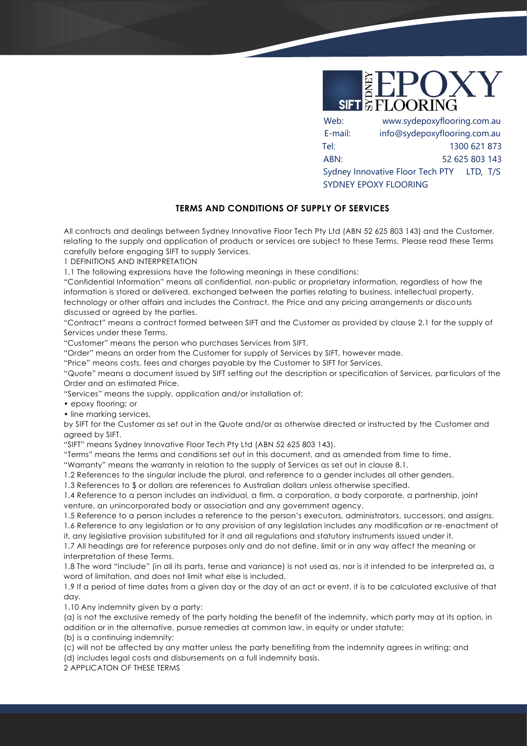SIFT SYDNEY EPOXY FLOORING

Web: www.sydepoxyflooring.com.au
E-mail: info@sydepoxyflooring.com.au
Tel: 1300 621 873
ABN: 52 625 803 143
Sydney Innovative Floor Tech PTY LTD, T/S SYDNEY EPOXY FLOORING

## TERMS AND CONDITIONS OF SUPPLY OF SERVICES

All contracts and dealings between Sydney Innovative Floor Tech Pty Ltd (ABN 52 625 803 143) and the Customer, relating to the supply and application of products or services are subject to these Terms. Please read these Terms carefully before engaging SIFT to supply Services.

1 DEFINITIONS AND INTERPRETATION

1.1 The following expressions have the following meanings in these conditions:

"Confidential Information" means all confidential, non-public or proprietary information, regardless of how the information is stored or delivered, exchanged between the parties relating to business, intellectual property, technology or other affairs and includes the Contract, the Price and any pricing arrangements or discounts discussed or agreed by the parties.

"Contract" means a contract formed between SIFT and the Customer as provided by clause 2.1 for the supply of Services under these Terms.

"Customer" means the person who purchases Services from SIFT.

"Order" means an order from the Customer for supply of Services by SIFT, however made.

"Price" means costs, fees and charges payable by the Customer to SIFT for Services.

"Quote" means a document issued by SIFT setting out the description or specification of Services, particulars of the Order and an estimated Price.

"Services" means the supply, application and/or installation of:

- epoxy flooring; or
- line marking services,

by SIFT for the Customer as set out in the Quote and/or as otherwise directed or instructed by the Customer and agreed by SIFT.

"SIFT" means Sydney Innovative Floor Tech Pty Ltd (ABN 52 625 803 143).

"Terms" means the terms and conditions set out in this document, and as amended from time to time.

"Warranty" means the warranty in relation to the supply of Services as set out in clause 8.1.

1.2 References to the singular include the plural, and reference to a gender includes all other genders.

1.3 References to $ or dollars are references to Australian dollars unless otherwise specified.

1.4 Reference to a person includes an individual, a firm, a corporation, a body corporate, a partnership, joint venture, an unincorporated body or association and any government agency.

1.5 Reference to a person includes a reference to the person's executors, administrators, successors, and assigns.

1.6 Reference to any legislation or to any provision of any legislation includes any modification or re-enactment of it, any legislative provision substituted for it and all regulations and statutory instruments issued under it.

1.7 All headings are for reference purposes only and do not define, limit or in any way affect the meaning or interpretation of these Terms.

1.8 The word "include" (in all its parts, tense and variance) is not used as, nor is it intended to be interpreted as, a word of limitation, and does not limit what else is included.

1.9 If a period of time dates from a given day or the day of an act or event, it is to be calculated exclusive of that day.

1.10 Any indemnity given by a party:

(a) is not the exclusive remedy of the party holding the benefit of the indemnity, which party may at its option, in addition or in the alternative, pursue remedies at common law, in equity or under statute;

(b) is a continuing indemnity;

(c) will not be affected by any matter unless the party benefiting from the indemnity agrees in writing; and

(d) includes legal costs and disbursements on a full indemnity basis.

2 APPLICATON OF THESE TERMS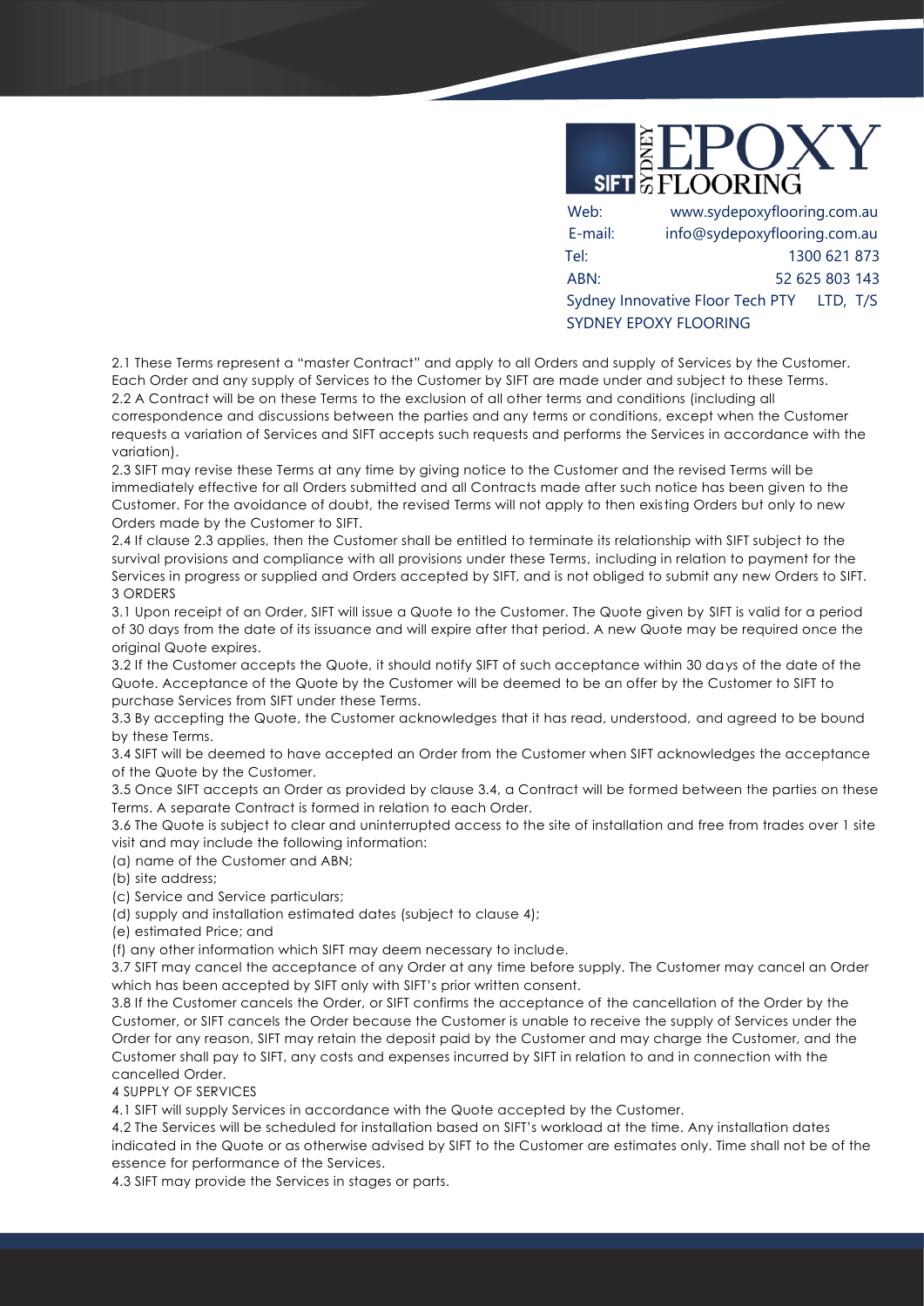2.1 These Terms represent a "master Contract" and apply to all Orders and supply of Services by the Customer. Each Order and any supply of Services to the Customer by SIFT are made under and subject to these Terms.

2.2 A Contract will be on these Terms to the exclusion of all other terms and conditions (including all correspondence and discussions between the parties and any terms or conditions, except when the Customer requests a variation of Services and SIFT accepts such requests and performs the Services in accordance with the variation).

2.3 SIFT may revise these Terms at any time by giving notice to the Customer and the revised Terms will be immediately effective for all Orders submitted and all Contracts made after such notice has been given to the Customer. For the avoidance of doubt, the revised Terms will not apply to then existing Orders but only to new Orders made by the Customer to SIFT.

2.4 If clause 2.3 applies, then the Customer shall be entitled to terminate its relationship with SIFT subject to the survival provisions and compliance with all provisions under these Terms, including in relation to payment for the Services in progress or supplied and Orders accepted by SIFT, and is not obliged to submit any new Orders to SIFT.

## 3 ORDERS

3.1 Upon receipt of an Order, SIFT will issue a Quote to the Customer. The Quote given by SIFT is valid for a period of 30 days from the date of its issuance and will expire after that period. A new Quote may be required once the original Quote expires.

3.2 If the Customer accepts the Quote, it should notify SIFT of such acceptance within 30 days of the date of the Quote. Acceptance of the Quote by the Customer will be deemed to be an offer by the Customer to SIFT to purchase Services from SIFT under these Terms.

3.3 By accepting the Quote, the Customer acknowledges that it has read, understood, and agreed to be bound by these Terms.

3.4 SIFT will be deemed to have accepted an Order from the Customer when SIFT acknowledges the acceptance of the Quote by the Customer.

3.5 Once SIFT accepts an Order as provided by clause 3.4, a Contract will be formed between the parties on these Terms. A separate Contract is formed in relation to each Order.

3.6 The Quote is subject to clear and uninterrupted access to the site of installation and free from trades over 1 site visit and may include the following information:

(a) name of the Customer and ABN;
(b) site address;
(c) Service and Service particulars;
(d) supply and installation estimated dates (subject to clause 4);
(e) estimated Price; and
(f) any other information which SIFT may deem necessary to include.

3.7 SIFT may cancel the acceptance of any Order at any time before supply. The Customer may cancel an Order which has been accepted by SIFT only with SIFT's prior written consent.

3.8 If the Customer cancels the Order, or SIFT confirms the acceptance of the cancellation of the Order by the Customer, or SIFT cancels the Order because the Customer is unable to receive the supply of Services under the Order for any reason, SIFT may retain the deposit paid by the Customer and may charge the Customer, and the Customer shall pay to SIFT, any costs and expenses incurred by SIFT in relation to and in connection with the cancelled Order.

## 4 SUPPLY OF SERVICES

4.1 SIFT will supply Services in accordance with the Quote accepted by the Customer.

4.2 The Services will be scheduled for installation based on SIFT's workload at the time. Any installation dates indicated in the Quote or as otherwise advised by SIFT to the Customer are estimates only. Time shall not be of the essence for performance of the Services.

4.3 SIFT may provide the Services in stages or parts.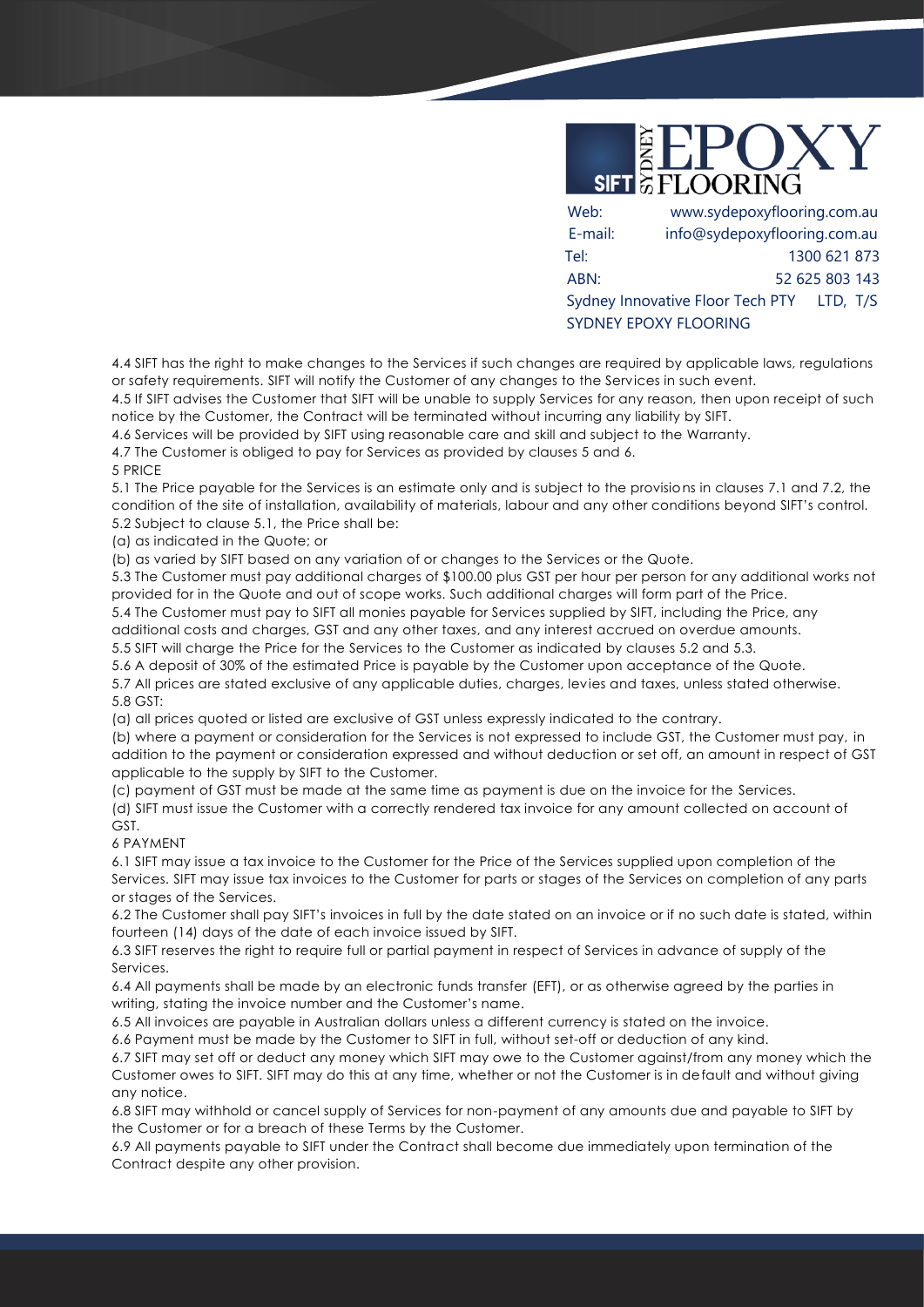4.4 SIFT has the right to make changes to the Services if such changes are required by applicable laws, regulations or safety requirements. SIFT will notify the Customer of any changes to the Services in such event.

4.5 If SIFT advises the Customer that SIFT will be unable to supply Services for any reason, then upon receipt of such notice by the Customer, the Contract will be terminated without incurring any liability by SIFT.

4.6 Services will be provided by SIFT using reasonable care and skill and subject to the Warranty.

4.7 The Customer is obliged to pay for Services as provided by clauses 5 and 6.

## 5 PRICE

5.1 The Price payable for the Services is an estimate only and is subject to the provisions in clauses 7.1 and 7.2, the condition of the site of installation, availability of materials, labour and any other conditions beyond SIFT's control.

5.2 Subject to clause 5.1, the Price shall be:

(a) as indicated in the Quote; or

(b) as varied by SIFT based on any variation of or changes to the Services or the Quote.

5.3 The Customer must pay additional charges of $100.00 plus GST per hour per person for any additional works not provided for in the Quote and out of scope works. Such additional charges will form part of the Price.

5.4 The Customer must pay to SIFT all monies payable for Services supplied by SIFT, including the Price, any additional costs and charges, GST and any other taxes, and any interest accrued on overdue amounts.

5.5 SIFT will charge the Price for the Services to the Customer as indicated by clauses 5.2 and 5.3.

5.6 A deposit of 30% of the estimated Price is payable by the Customer upon acceptance of the Quote.

5.7 All prices are stated exclusive of any applicable duties, charges, levies and taxes, unless stated otherwise.

5.8 GST:

(a) all prices quoted or listed are exclusive of GST unless expressly indicated to the contrary.

(b) where a payment or consideration for the Services is not expressed to include GST, the Customer must pay, in addition to the payment or consideration expressed and without deduction or set off, an amount in respect of GST applicable to the supply by SIFT to the Customer.

(c) payment of GST must be made at the same time as payment is due on the invoice for the Services.

(d) SIFT must issue the Customer with a correctly rendered tax invoice for any amount collected on account of GST.

## 6 PAYMENT

6.1 SIFT may issue a tax invoice to the Customer for the Price of the Services supplied upon completion of the Services. SIFT may issue tax invoices to the Customer for parts or stages of the Services on completion of any parts or stages of the Services.

6.2 The Customer shall pay SIFT's invoices in full by the date stated on an invoice or if no such date is stated, within fourteen (14) days of the date of each invoice issued by SIFT.

6.3 SIFT reserves the right to require full or partial payment in respect of Services in advance of supply of the Services.

6.4 All payments shall be made by an electronic funds transfer (EFT), or as otherwise agreed by the parties in writing, stating the invoice number and the Customer's name.

6.5 All invoices are payable in Australian dollars unless a different currency is stated on the invoice.

6.6 Payment must be made by the Customer to SIFT in full, without set-off or deduction of any kind.

6.7 SIFT may set off or deduct any money which SIFT may owe to the Customer against/from any money which the Customer owes to SIFT. SIFT may do this at any time, whether or not the Customer is in default and without giving any notice.

6.8 SIFT may withhold or cancel supply of Services for non-payment of any amounts due and payable to SIFT by the Customer or for a breach of these Terms by the Customer.

6.9 All payments payable to SIFT under the Contract shall become due immediately upon termination of the Contract despite any other provision.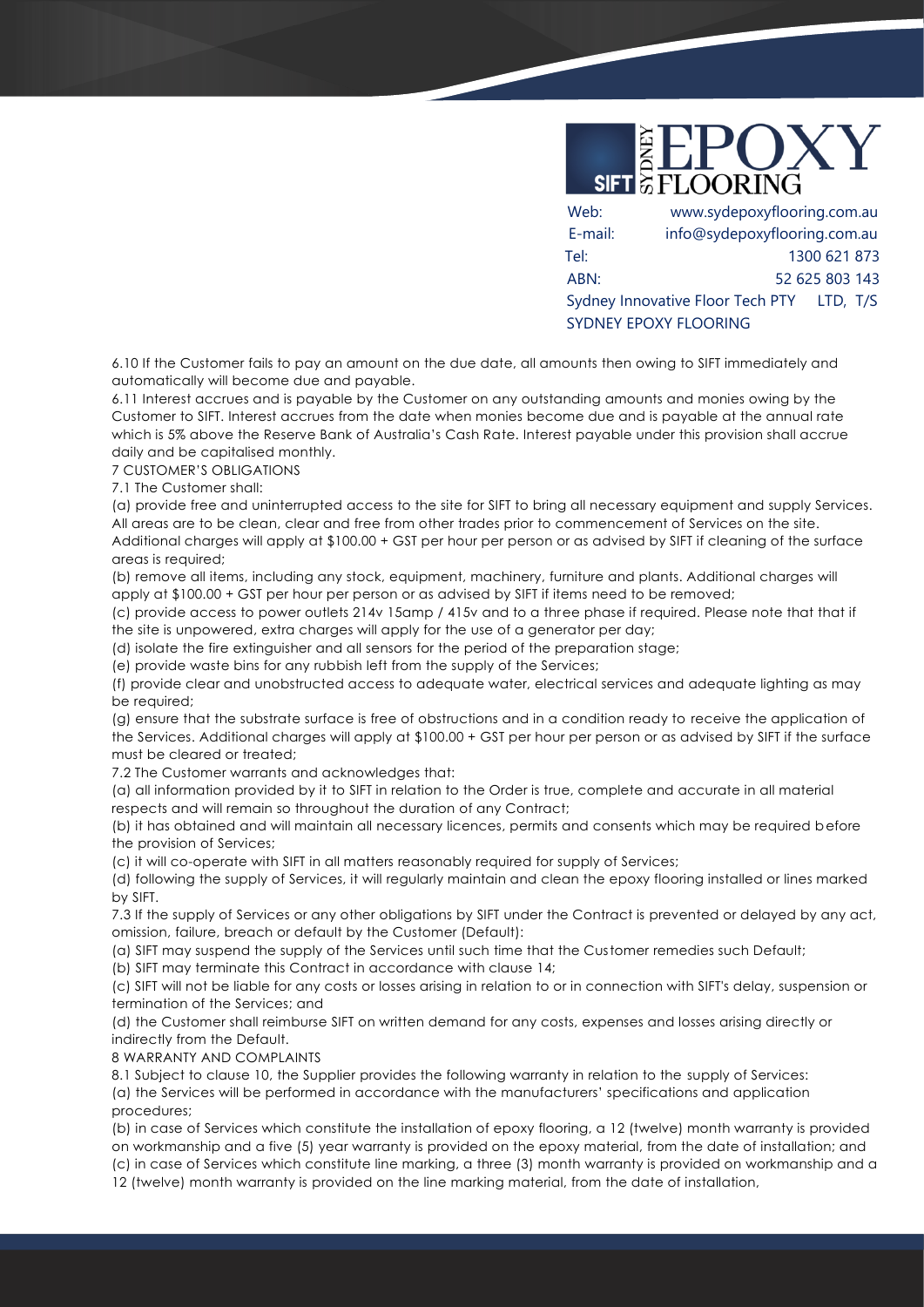6.10 If the Customer fails to pay an amount on the due date, all amounts then owing to SIFT immediately and automatically will become due and payable.

6.11 Interest accrues and is payable by the Customer on any outstanding amounts and monies owing by the Customer to SIFT. Interest accrues from the date when monies become due and is payable at the annual rate which is 5% above the Reserve Bank of Australia's Cash Rate. Interest payable under this provision shall accrue daily and be capitalised monthly.

7 CUSTOMER'S OBLIGATIONS

7.1 The Customer shall:

(a) provide free and uninterrupted access to the site for SIFT to bring all necessary equipment and supply Services. All areas are to be clean, clear and free from other trades prior to commencement of Services on the site. Additional charges will apply at $100.00 + GST per hour per person or as advised by SIFT if cleaning of the surface areas is required;

(b) remove all items, including any stock, equipment, machinery, furniture and plants. Additional charges will apply at $100.00 + GST per hour per person or as advised by SIFT if items need to be removed;

(c) provide access to power outlets 214v 15amp / 415v and to a three phase if required. Please note that that if the site is unpowered, extra charges will apply for the use of a generator per day;

(d) isolate the fire extinguisher and all sensors for the period of the preparation stage;

(e) provide waste bins for any rubbish left from the supply of the Services;

(f) provide clear and unobstructed access to adequate water, electrical services and adequate lighting as may be required;

(g) ensure that the substrate surface is free of obstructions and in a condition ready to receive the application of the Services. Additional charges will apply at $100.00 + GST per hour per person or as advised by SIFT if the surface must be cleared or treated;

7.2 The Customer warrants and acknowledges that:

(a) all information provided by it to SIFT in relation to the Order is true, complete and accurate in all material respects and will remain so throughout the duration of any Contract;

(b) it has obtained and will maintain all necessary licences, permits and consents which may be required before the provision of Services;

(c) it will co-operate with SIFT in all matters reasonably required for supply of Services;

(d) following the supply of Services, it will regularly maintain and clean the epoxy flooring installed or lines marked by SIFT.

7.3 If the supply of Services or any other obligations by SIFT under the Contract is prevented or delayed by any act, omission, failure, breach or default by the Customer (Default):

(a) SIFT may suspend the supply of the Services until such time that the Customer remedies such Default;

(b) SIFT may terminate this Contract in accordance with clause 14;

(c) SIFT will not be liable for any costs or losses arising in relation to or in connection with SIFT's delay, suspension or termination of the Services; and

(d) the Customer shall reimburse SIFT on written demand for any costs, expenses and losses arising directly or indirectly from the Default.

8 WARRANTY AND COMPLAINTS

8.1 Subject to clause 10, the Supplier provides the following warranty in relation to the supply of Services:

(a) the Services will be performed in accordance with the manufacturers' specifications and application procedures;

(b) in case of Services which constitute the installation of epoxy flooring, a 12 (twelve) month warranty is provided on workmanship and a five (5) year warranty is provided on the epoxy material, from the date of installation; and

(c) in case of Services which constitute line marking, a three (3) month warranty is provided on workmanship and a 12 (twelve) month warranty is provided on the line marking material, from the date of installation,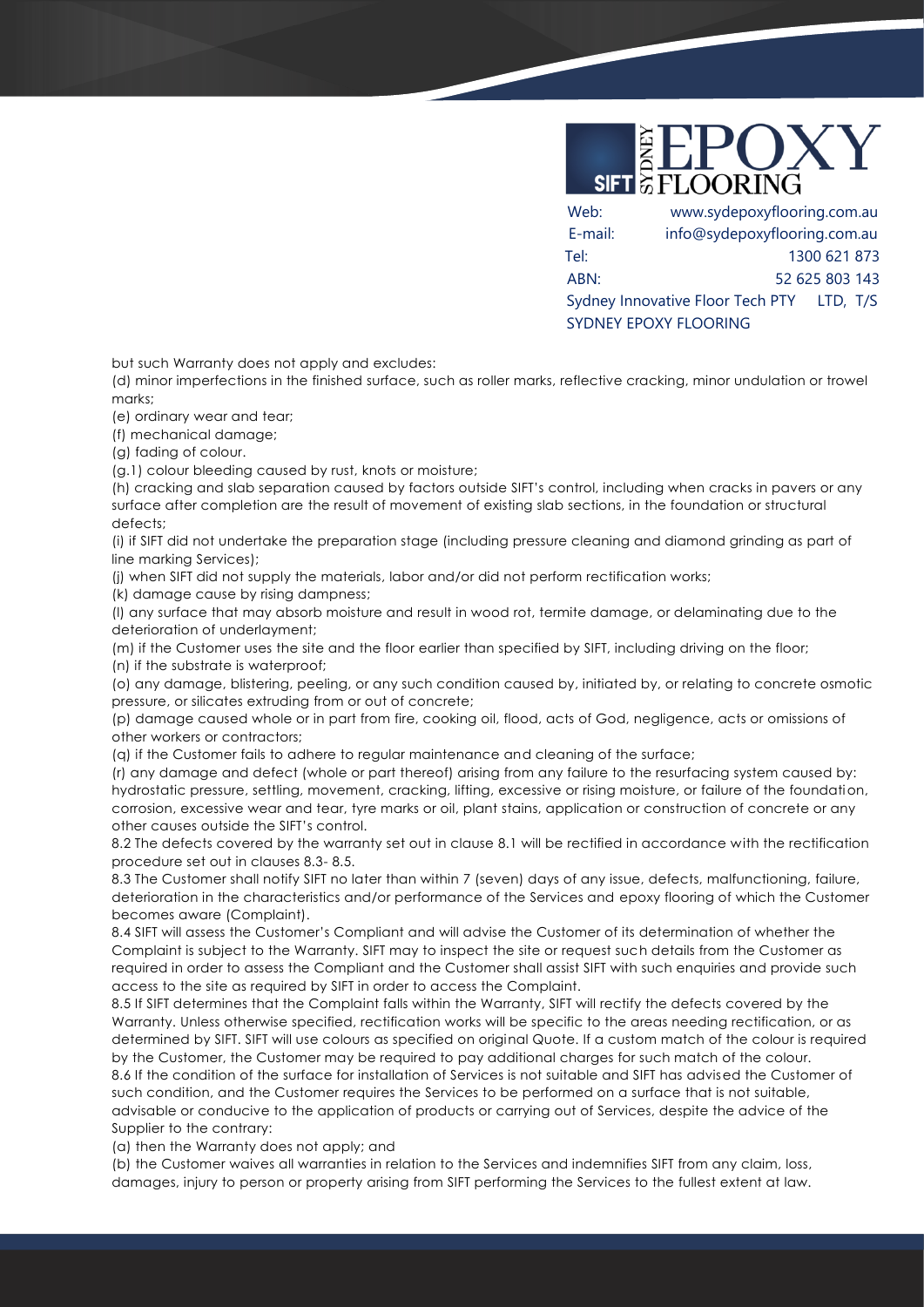but such Warranty does not apply and excludes:

(d) minor imperfections in the finished surface, such as roller marks, reflective cracking, minor undulation or trowel marks;

(e) ordinary wear and tear;

(f) mechanical damage;

(g) fading of colour.

(g.1) colour bleeding caused by rust, knots or moisture;

(h) cracking and slab separation caused by factors outside SIFT's control, including when cracks in pavers or any surface after completion are the result of movement of existing slab sections, in the foundation or structural defects;

(i) if SIFT did not undertake the preparation stage (including pressure cleaning and diamond grinding as part of line marking Services);

(j) when SIFT did not supply the materials, labor and/or did not perform rectification works;

(k) damage cause by rising dampness;

(l) any surface that may absorb moisture and result in wood rot, termite damage, or delaminating due to the deterioration of underlayment;

(m) if the Customer uses the site and the floor earlier than specified by SIFT, including driving on the floor;

(n) if the substrate is waterproof;

(o) any damage, blistering, peeling, or any such condition caused by, initiated by, or relating to concrete osmotic pressure, or silicates extruding from or out of concrete;

(p) damage caused whole or in part from fire, cooking oil, flood, acts of God, negligence, acts or omissions of other workers or contractors;

(q) if the Customer fails to adhere to regular maintenance and cleaning of the surface;

(r) any damage and defect (whole or part thereof) arising from any failure to the resurfacing system caused by: hydrostatic pressure, settling, movement, cracking, lifting, excessive or rising moisture, or failure of the foundation, corrosion, excessive wear and tear, tyre marks or oil, plant stains, application or construction of concrete or any other causes outside the SIFT's control.

8.2 The defects covered by the warranty set out in clause 8.1 will be rectified in accordance with the rectification procedure set out in clauses 8.3- 8.5.

8.3 The Customer shall notify SIFT no later than within 7 (seven) days of any issue, defects, malfunctioning, failure, deterioration in the characteristics and/or performance of the Services and epoxy flooring of which the Customer becomes aware (Complaint).

8.4 SIFT will assess the Customer's Compliant and will advise the Customer of its determination of whether the Complaint is subject to the Warranty. SIFT may to inspect the site or request such details from the Customer as required in order to assess the Compliant and the Customer shall assist SIFT with such enquiries and provide such access to the site as required by SIFT in order to access the Complaint.

8.5 If SIFT determines that the Complaint falls within the Warranty, SIFT will rectify the defects covered by the Warranty. Unless otherwise specified, rectification works will be specific to the areas needing rectification, or as determined by SIFT. SIFT will use colours as specified on original Quote. If a custom match of the colour is required by the Customer, the Customer may be required to pay additional charges for such match of the colour.

8.6 If the condition of the surface for installation of Services is not suitable and SIFT has advised the Customer of such condition, and the Customer requires the Services to be performed on a surface that is not suitable, advisable or conducive to the application of products or carrying out of Services, despite the advice of the Supplier to the contrary:

(a) then the Warranty does not apply; and

(b) the Customer waives all warranties in relation to the Services and indemnifies SIFT from any claim, loss, damages, injury to person or property arising from SIFT performing the Services to the fullest extent at law.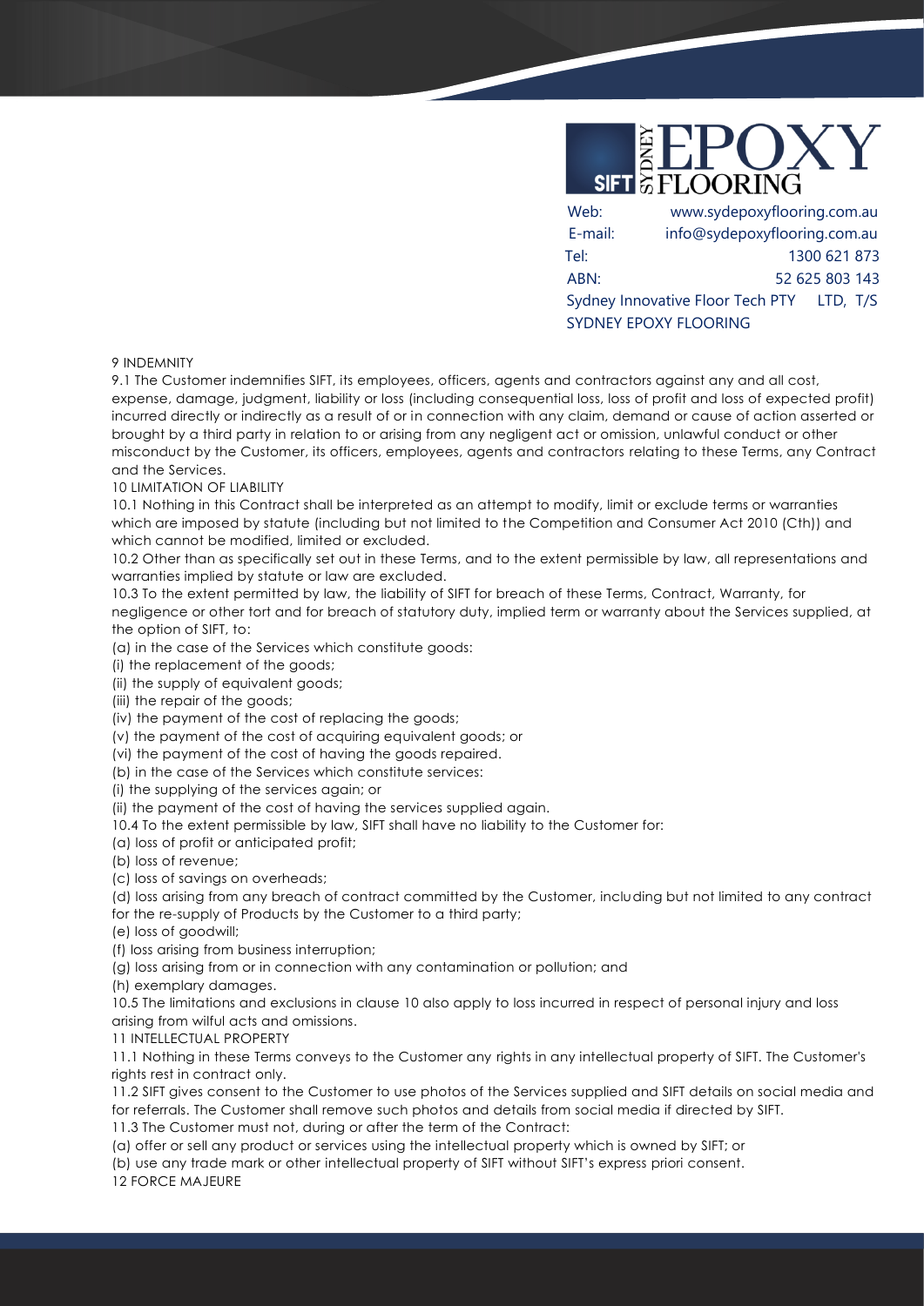## 9 INDEMNITY

9.1 The Customer indemnifies SIFT, its employees, officers, agents and contractors against any and all cost, expense, damage, judgment, liability or loss (including consequential loss, loss of profit and loss of expected profit) incurred directly or indirectly as a result of or in connection with any claim, demand or cause of action asserted or brought by a third party in relation to or arising from any negligent act or omission, unlawful conduct or other misconduct by the Customer, its officers, employees, agents and contractors relating to these Terms, any Contract and the Services.

## 10 LIMITATION OF LIABILITY

10.1 Nothing in this Contract shall be interpreted as an attempt to modify, limit or exclude terms or warranties which are imposed by statute (including but not limited to the Competition and Consumer Act 2010 (Cth)) and which cannot be modified, limited or excluded.

10.2 Other than as specifically set out in these Terms, and to the extent permissible by law, all representations and warranties implied by statute or law are excluded.

10.3 To the extent permitted by law, the liability of SIFT for breach of these Terms, Contract, Warranty, for negligence or other tort and for breach of statutory duty, implied term or warranty about the Services supplied, at the option of SIFT, to:

(a) in the case of the Services which constitute goods:

(i) the replacement of the goods;

(ii) the supply of equivalent goods;

(iii) the repair of the goods;

(iv) the payment of the cost of replacing the goods;

(v) the payment of the cost of acquiring equivalent goods; or

(vi) the payment of the cost of having the goods repaired.

(b) in the case of the Services which constitute services:

(i) the supplying of the services again; or

(ii) the payment of the cost of having the services supplied again.

10.4 To the extent permissible by law, SIFT shall have no liability to the Customer for:

(a) loss of profit or anticipated profit;

(b) loss of revenue;

(c) loss of savings on overheads;

(d) loss arising from any breach of contract committed by the Customer, including but not limited to any contract for the re-supply of Products by the Customer to a third party;

(e) loss of goodwill;

(f) loss arising from business interruption;

(g) loss arising from or in connection with any contamination or pollution; and

(h) exemplary damages.

10.5 The limitations and exclusions in clause 10 also apply to loss incurred in respect of personal injury and loss arising from wilful acts and omissions.

## 11 INTELLECTUAL PROPERTY

11.1 Nothing in these Terms conveys to the Customer any rights in any intellectual property of SIFT. The Customer's rights rest in contract only.

11.2 SIFT gives consent to the Customer to use photos of the Services supplied and SIFT details on social media and for referrals. The Customer shall remove such photos and details from social media if directed by SIFT.

11.3 The Customer must not, during or after the term of the Contract:

(a) offer or sell any product or services using the intellectual property which is owned by SIFT; or

(b) use any trade mark or other intellectual property of SIFT without SIFT's express priori consent.

## 12 FORCE MAJEURE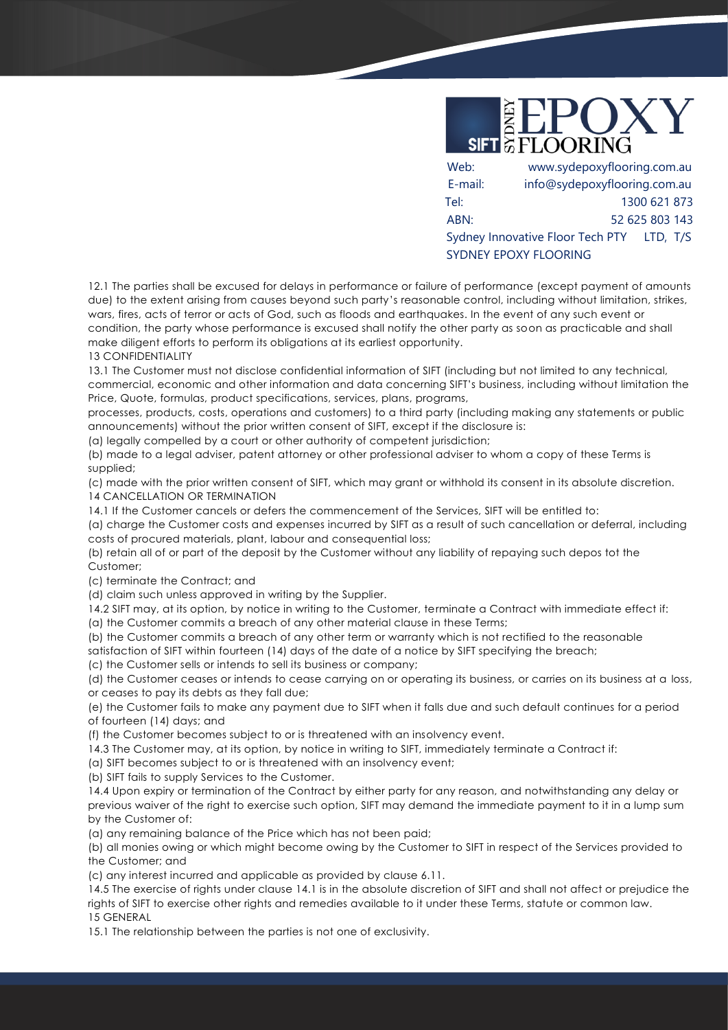12.1 The parties shall be excused for delays in performance or failure of performance (except payment of amounts due) to the extent arising from causes beyond such party's reasonable control, including without limitation, strikes, wars, fires, acts of terror or acts of God, such as floods and earthquakes. In the event of any such event or condition, the party whose performance is excused shall notify the other party as soon as practicable and shall make diligent efforts to perform its obligations at its earliest opportunity.

## 13 CONFIDENTIALITY

13.1 The Customer must not disclose confidential information of SIFT (including but not limited to any technical, commercial, economic and other information and data concerning SIFT's business, including without limitation the Price, Quote, formulas, product specifications, services, plans, programs, processes, products, costs, operations and customers) to a third party (including making any statements or public announcements) without the prior written consent of SIFT, except if the disclosure is:

(a) legally compelled by a court or other authority of competent jurisdiction;

(b) made to a legal adviser, patent attorney or other professional adviser to whom a copy of these Terms is supplied;

(c) made with the prior written consent of SIFT, which may grant or withhold its consent in its absolute discretion.

## 14 CANCELLATION OR TERMINATION

14.1 If the Customer cancels or defers the commencement of the Services, SIFT will be entitled to:

(a) charge the Customer costs and expenses incurred by SIFT as a result of such cancellation or deferral, including costs of procured materials, plant, labour and consequential loss;

(b) retain all of or part of the deposit by the Customer without any liability of repaying such depos tot the Customer;

(c) terminate the Contract; and

(d) claim such unless approved in writing by the Supplier.

14.2 SIFT may, at its option, by notice in writing to the Customer, terminate a Contract with immediate effect if:

(a) the Customer commits a breach of any other material clause in these Terms;

(b) the Customer commits a breach of any other term or warranty which is not rectified to the reasonable satisfaction of SIFT within fourteen (14) days of the date of a notice by SIFT specifying the breach;

(c) the Customer sells or intends to sell its business or company;

(d) the Customer ceases or intends to cease carrying on or operating its business, or carries on its business at a loss, or ceases to pay its debts as they fall due;

(e) the Customer fails to make any payment due to SIFT when it falls due and such default continues for a period of fourteen (14) days; and

(f) the Customer becomes subject to or is threatened with an insolvency event.

14.3 The Customer may, at its option, by notice in writing to SIFT, immediately terminate a Contract if:

(a) SIFT becomes subject to or is threatened with an insolvency event;

(b) SIFT fails to supply Services to the Customer.

14.4 Upon expiry or termination of the Contract by either party for any reason, and notwithstanding any delay or previous waiver of the right to exercise such option, SIFT may demand the immediate payment to it in a lump sum by the Customer of:

(a) any remaining balance of the Price which has not been paid;

(b) all monies owing or which might become owing by the Customer to SIFT in respect of the Services provided to the Customer; and

(c) any interest incurred and applicable as provided by clause 6.11.

14.5 The exercise of rights under clause 14.1 is in the absolute discretion of SIFT and shall not affect or prejudice the rights of SIFT to exercise other rights and remedies available to it under these Terms, statute or common law.

## 15 GENERAL

15.1 The relationship between the parties is not one of exclusivity.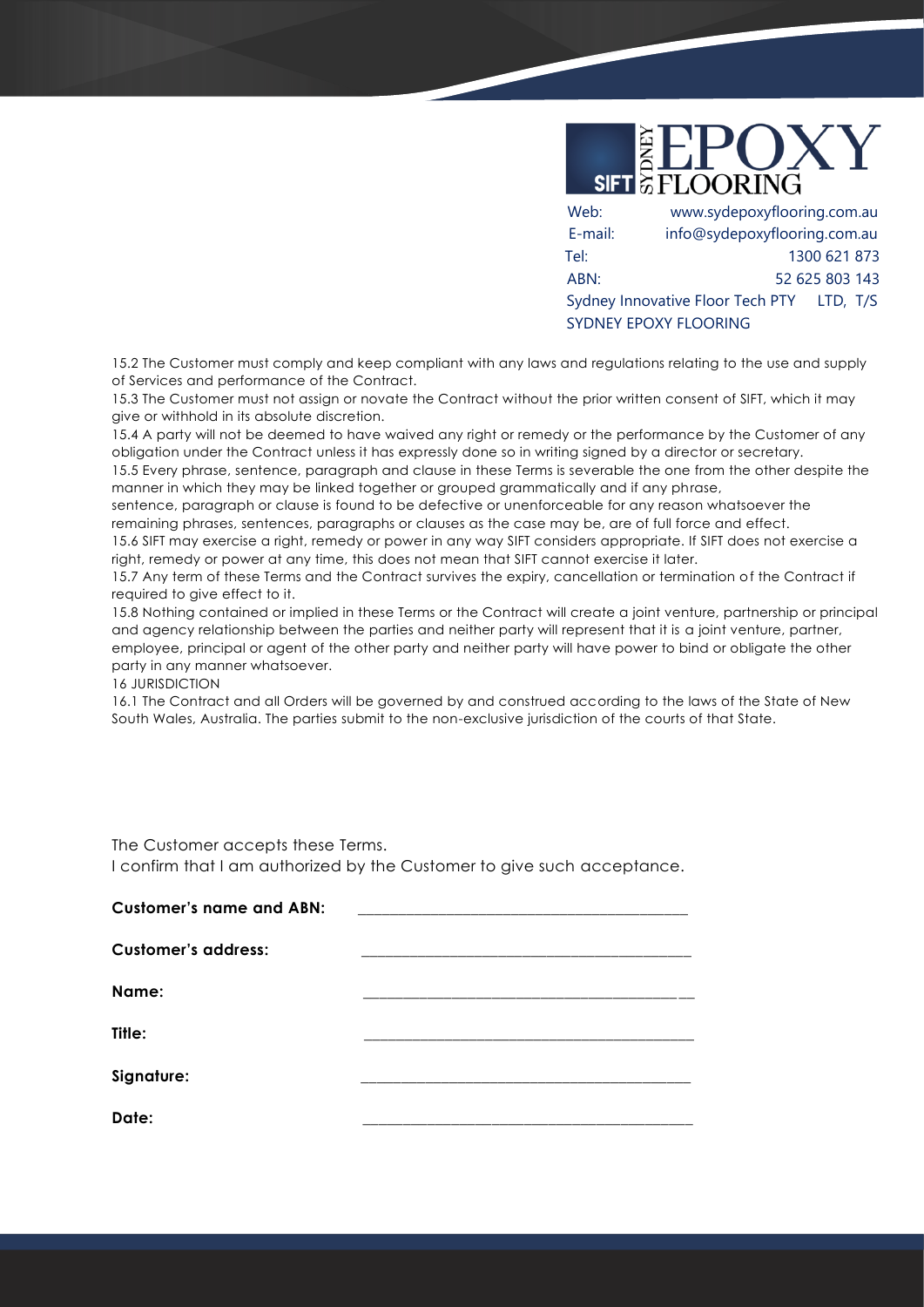Web: www.sydepoxyflooring.com.au
E-mail: info@sydepoxyflooring.com.au
Tel: 1300 621 873
ABN: 52 625 803 143
Sydney Innovative Floor Tech PTY LTD, T/S SYDNEY EPOXY FLOORING

15.2 The Customer must comply and keep compliant with any laws and regulations relating to the use and supply of Services and performance of the Contract.

15.3 The Customer must not assign or novate the Contract without the prior written consent of SIFT, which it may give or withhold in its absolute discretion.

15.4 A party will not be deemed to have waived any right or remedy or the performance by the Customer of any obligation under the Contract unless it has expressly done so in writing signed by a director or secretary.

15.5 Every phrase, sentence, paragraph and clause in these Terms is severable the one from the other despite the manner in which they may be linked together or grouped grammatically and if any phrase, sentence, paragraph or clause is found to be defective or unenforceable for any reason whatsoever the remaining phrases, sentences, paragraphs or clauses as the case may be, are of full force and effect.

15.6 SIFT may exercise a right, remedy or power in any way SIFT considers appropriate. If SIFT does not exercise a right, remedy or power at any time, this does not mean that SIFT cannot exercise it later.

15.7 Any term of these Terms and the Contract survives the expiry, cancellation or termination of the Contract if required to give effect to it.

15.8 Nothing contained or implied in these Terms or the Contract will create a joint venture, partnership or principal and agency relationship between the parties and neither party will represent that it is a joint venture, partner, employee, principal or agent of the other party and neither party will have power to bind or obligate the other party in any manner whatsoever.

16 JURISDICTION

16.1 The Contract and all Orders will be governed by and construed according to the laws of the State of New South Wales, Australia. The parties submit to the non-exclusive jurisdiction of the courts of that State.

The Customer accepts these Terms.
I confirm that I am authorized by the Customer to give such acceptance.

**Customer's name and ABN:** ___________________________________________

**Customer's address:** ___________________________________________

**Name:** ___________________________________________

**Title:** ___________________________________________

**Signature:** ___________________________________________

**Date:** ___________________________________________